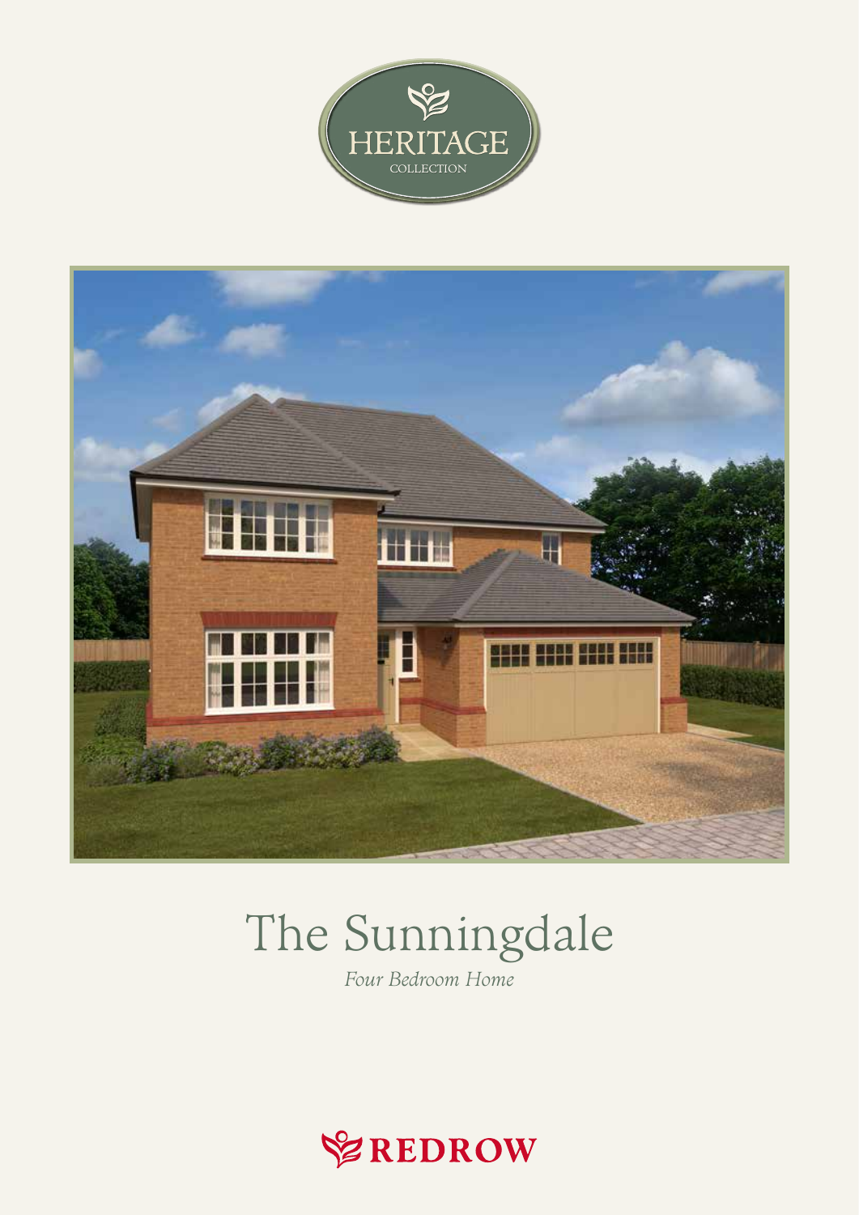HERITAGE

COLLECTION

# The Sunningdale

*Four Bedroom Home*

REDROW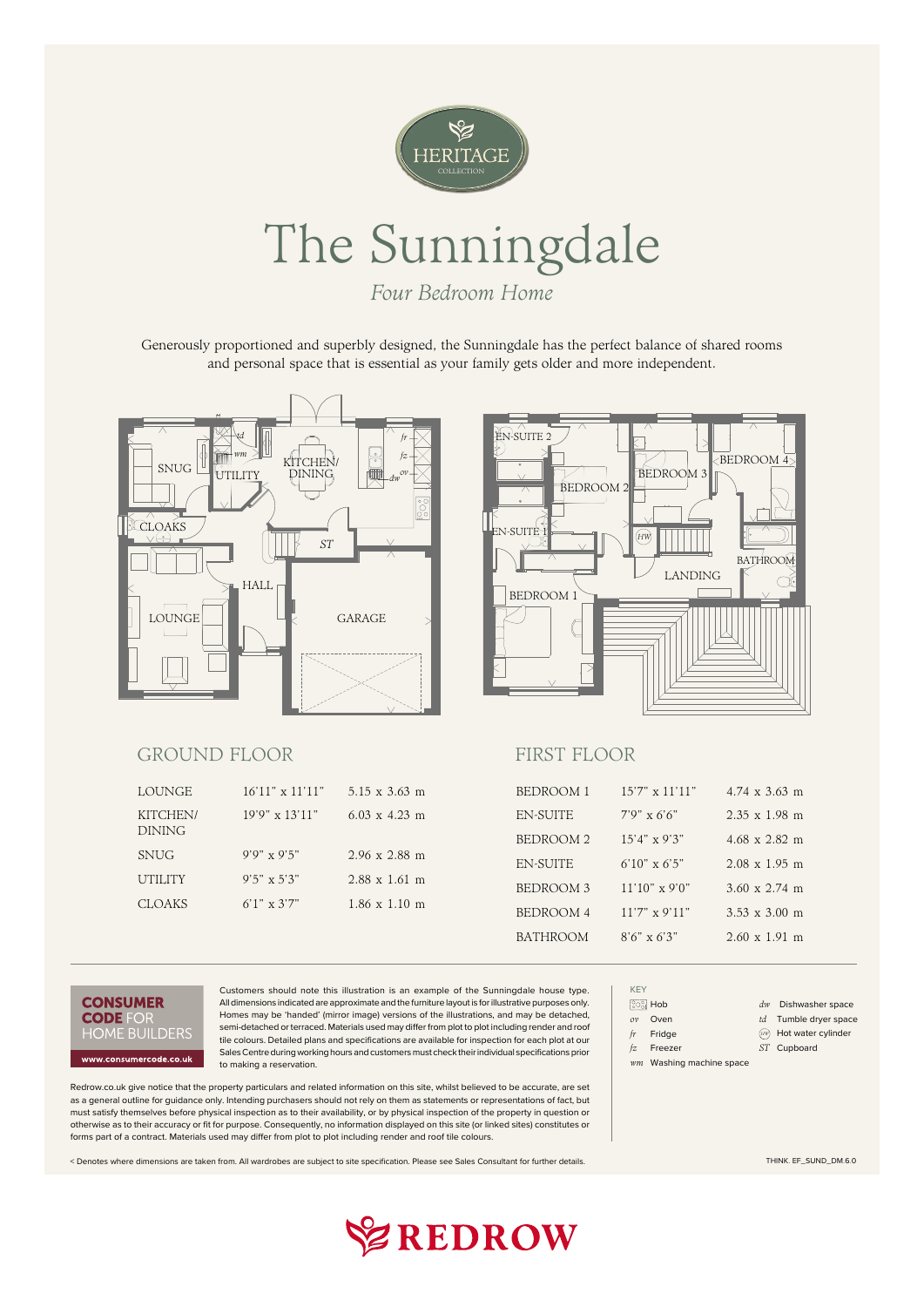HERITAGE
COLLECTION

# The Sunningdale

*Four Bedroom Home*

Generously proportioned and superbly designed, the Sunningdale has the perfect balance of shared rooms and personal space that is essential as your family gets older and more independent.

SNUG
UTILITY
KITCHEN/ DINING
CLOAKS
ST
HALL
LOUNGE
GARAGE
td wm fr fz ov dw

EN-SUITE 2
BEDROOM 2
BEDROOM 3
BEDROOM 4
EN-SUITE 1
HW
BATHROOM
LANDING
BEDROOM 1

## GROUND FLOOR

| | | |
|---|---|---|
| LOUNGE | 16'11" x 11'11" | 5.15 x 3.63 m |
| KITCHEN/ DINING | 19'9" x 13'11" | 6.03 x 4.23 m |
| SNUG | 9'9" x 9'5" | 2.96 x 2.88 m |
| UTILITY | 9'5" x 5'3" | 2.88 x 1.61 m |
| CLOAKS | 6'1" x 3'7" | 1.86 x 1.10 m |

## FIRST FLOOR

| | | |
|---|---|---|
| BEDROOM 1 | 15'7" x 11'11" | 4.74 x 3.63 m |
| EN-SUITE | 7'9" x 6'6" | 2.35 x 1.98 m |
| BEDROOM 2 | 15'4" x 9'3" | 4.68 x 2.82 m |
| EN-SUITE | 6'10" x 6'5" | 2.08 x 1.95 m |
| BEDROOM 3 | 11'10" x 9'0" | 3.60 x 2.74 m |
| BEDROOM 4 | 11'7" x 9'11" | 3.53 x 3.00 m |
| BATHROOM | 8'6" x 6'3" | 2.60 x 1.91 m |

**CONSUMER CODE** FOR HOME BUILDERS
www.consumercode.co.uk

Customers should note this illustration is an example of the Sunningdale house type. All dimensions indicated are approximate and the furniture layout is for illustrative purposes only. Homes may be 'handed' (mirror image) versions of the illustrations, and may be detached, semi-detached or terraced. Materials used may differ from plot to plot including render and roof tile colours. Detailed plans and specifications are available for inspection for each plot at our Sales Centre during working hours and customers must check their individual specifications prior to making a reservation.

Redrow.co.uk give notice that the property particulars and related information on this site, whilst believed to be accurate, are set as a general outline for guidance only. Intending purchasers should not rely on them as statements or representations of fact, but must satisfy themselves before physical inspection as to their availability, or by physical inspection of the property in question or otherwise as to their accuracy or fit for purpose. Consequently, no information displayed on this site (or linked sites) constitutes or forms part of a contract. Materials used may differ from plot to plot including render and roof tile colours.

KEY

| | | | |
|---|---|---|---|
| | Hob | *dw* | Dishwasher space |
| *ov* | Oven | *td* | Tumble dryer space |
| *fr* | Fridge | HW | Hot water cylinder |
| *fz* | Freezer | *ST* | Cupboard |
| *wm* | Washing machine space | | |

< Denotes where dimensions are taken from. All wardrobes are subject to site specification. Please see Sales Consultant for further details.

THINK. EF_SUND_DM.6.0

REDROW